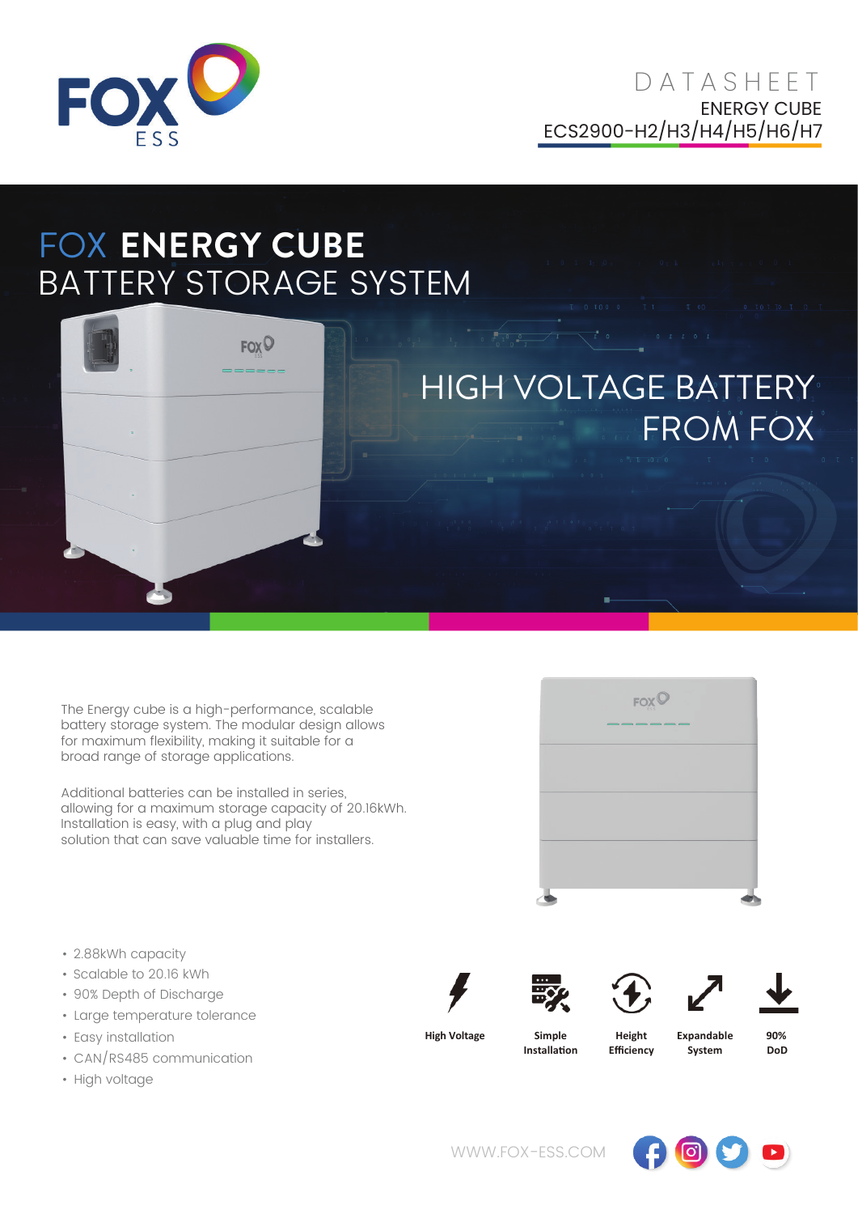DATASHEET

ENERGY CUBE

ECS2900-H2/H3/H4/H5/H6/H7

# FOX ENERGY CUBE BATTERY STORAGE SYSTEM

## HIGH VOLTAGE BATTERY FROM FOX

The Energy cube is a high-performance, scalable battery storage system. The modular design allows for maximum flexibility, making it suitable for a broad range of storage applications.

Additional batteries can be installed in series, allowing for a maximum storage capacity of 20.16kWh. Installation is easy, with a plug and play solution that can save valuable time for installers.

- 2.88kWh capacity
- Scalable to 20.16 kWh
- 90% Depth of Discharge
- Large temperature tolerance
- Easy installation
- CAN/RS485 communication
- High voltage

**High Voltage** | **Simple Installation** | **Height Efficiency** | **Expandable System** | **90% DoD**

WWW.FOX-ESS.COM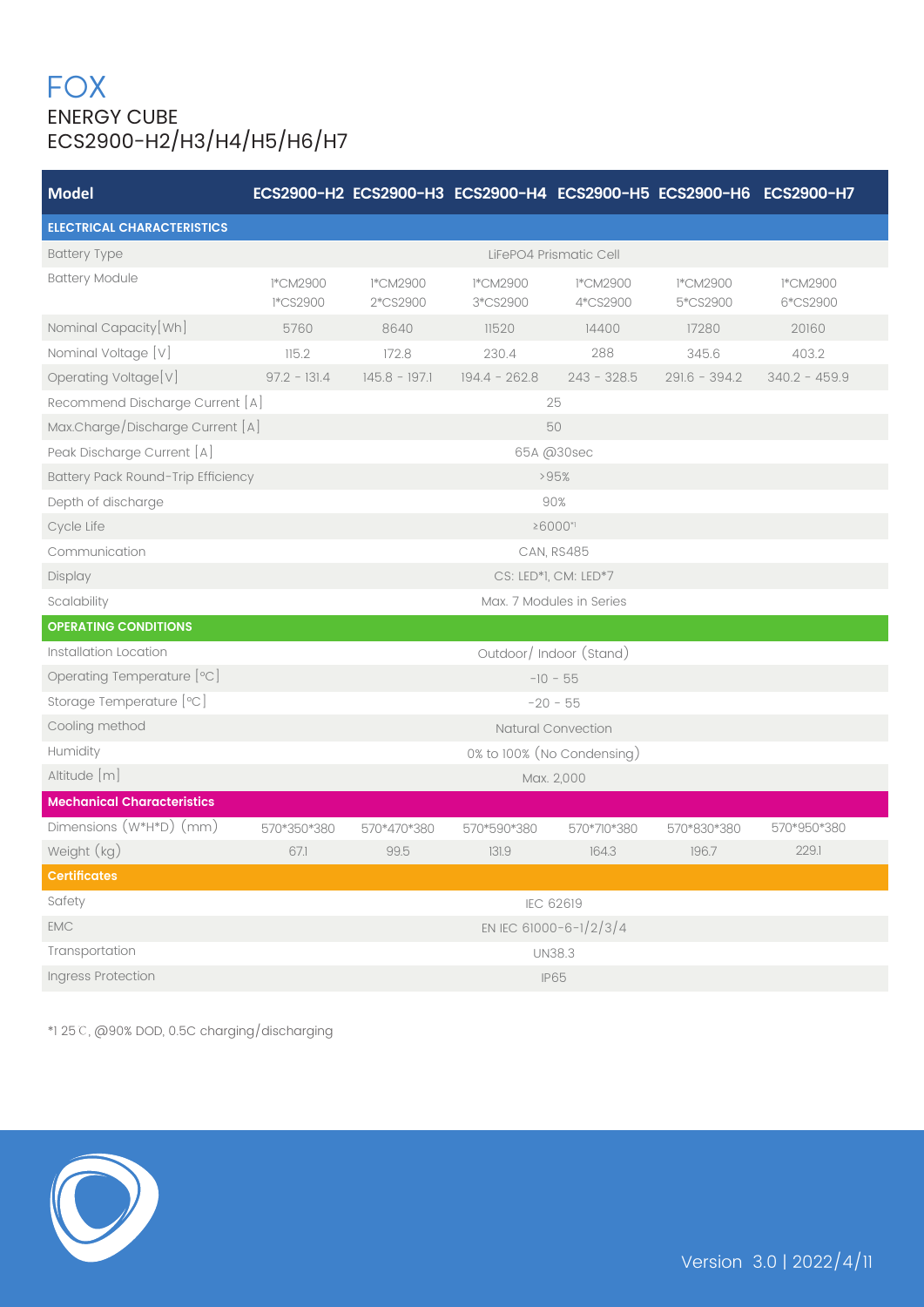# FOX

## ENERGY CUBE
## ECS2900-H2/H3/H4/H5/H6/H7

| Model | ECS2900-H2 | ECS2900-H3 | ECS2900-H4 | ECS2900-H5 | ECS2900-H6 | ECS2900-H7 |
|---|---|---|---|---|---|---|
| **ELECTRICAL CHARACTERISTICS** | | | | | | |
| Battery Type | LiFePO4 Prismatic Cell | | | | | |
| Battery Module | 1*CM2900 1*CS2900 | 1*CM2900 2*CS2900 | 1*CM2900 3*CS2900 | 1*CM2900 4*CS2900 | 1*CM2900 5*CS2900 | 1*CM2900 6*CS2900 |
| Nominal Capacity[Wh] | 5760 | 8640 | 11520 | 14400 | 17280 | 20160 |
| Nominal Voltage [V] | 115.2 | 172.8 | 230.4 | 288 | 345.6 | 403.2 |
| Operating Voltage[V] | 97.2 - 131.4 | 145.8 - 197.1 | 194.4 - 262.8 | 243 - 328.5 | 291.6 - 394.2 | 340.2 - 459.9 |
| Recommend Discharge Current [A] | 25 | | | | | |
| Max.Charge/Discharge Current [A] | 50 | | | | | |
| Peak Discharge Current [A] | 65A @30sec | | | | | |
| Battery Pack Round-Trip Efficiency | >95% | | | | | |
| Depth of discharge | 90% | | | | | |
| Cycle Life | ≥6000*1 | | | | | |
| Communication | CAN, RS485 | | | | | |
| Display | CS: LED*1, CM: LED*7 | | | | | |
| Scalability | Max. 7 Modules in Series | | | | | |
| **OPERATING CONDITIONS** | | | | | | |
| Installation Location | Outdoor/ Indoor (Stand) | | | | | |
| Operating Temperature [°C] | -10 - 55 | | | | | |
| Storage Temperature [°C] | -20 - 55 | | | | | |
| Cooling method | Natural Convection | | | | | |
| Humidity | 0% to 100% (No Condensing) | | | | | |
| Altitude [m] | Max. 2,000 | | | | | |
| **Mechanical Characteristics** | | | | | | |
| Dimensions (W*H*D) (mm) | 570*350*380 | 570*470*380 | 570*590*380 | 570*710*380 | 570*830*380 | 570*950*380 |
| Weight (kg) | 67.1 | 99.5 | 131.9 | 164.3 | 196.7 | 229.1 |
| **Certificates** | | | | | | |
| Safety | IEC 62619 | | | | | |
| EMC | EN IEC 61000-6-1/2/3/4 | | | | | |
| Transportation | UN38.3 | | | | | |
| Ingress Protection | IP65 | | | | | |

*1 25℃, @90% DOD, 0.5C charging/discharging

Version 3.0 | 2022/4/11